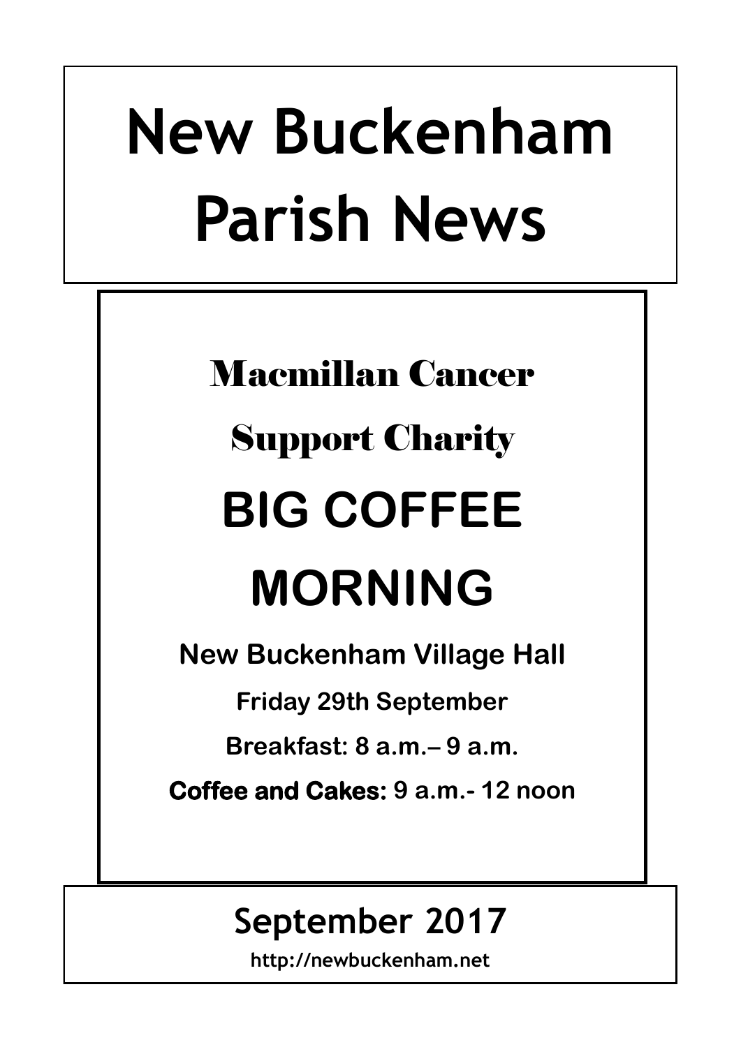# New Buckenham Parish News

## Macmillan Cancer Support Charity

# BIG COFFEE MORNING

**New Buckenham Village Hall**

**Friday 29th September**

**Breakfast: 8 a.m.– 9 a.m.**

**Coffee and Cakes: 9 a.m.- 12 noon**

## September 2017

**http://newbuckenham.net**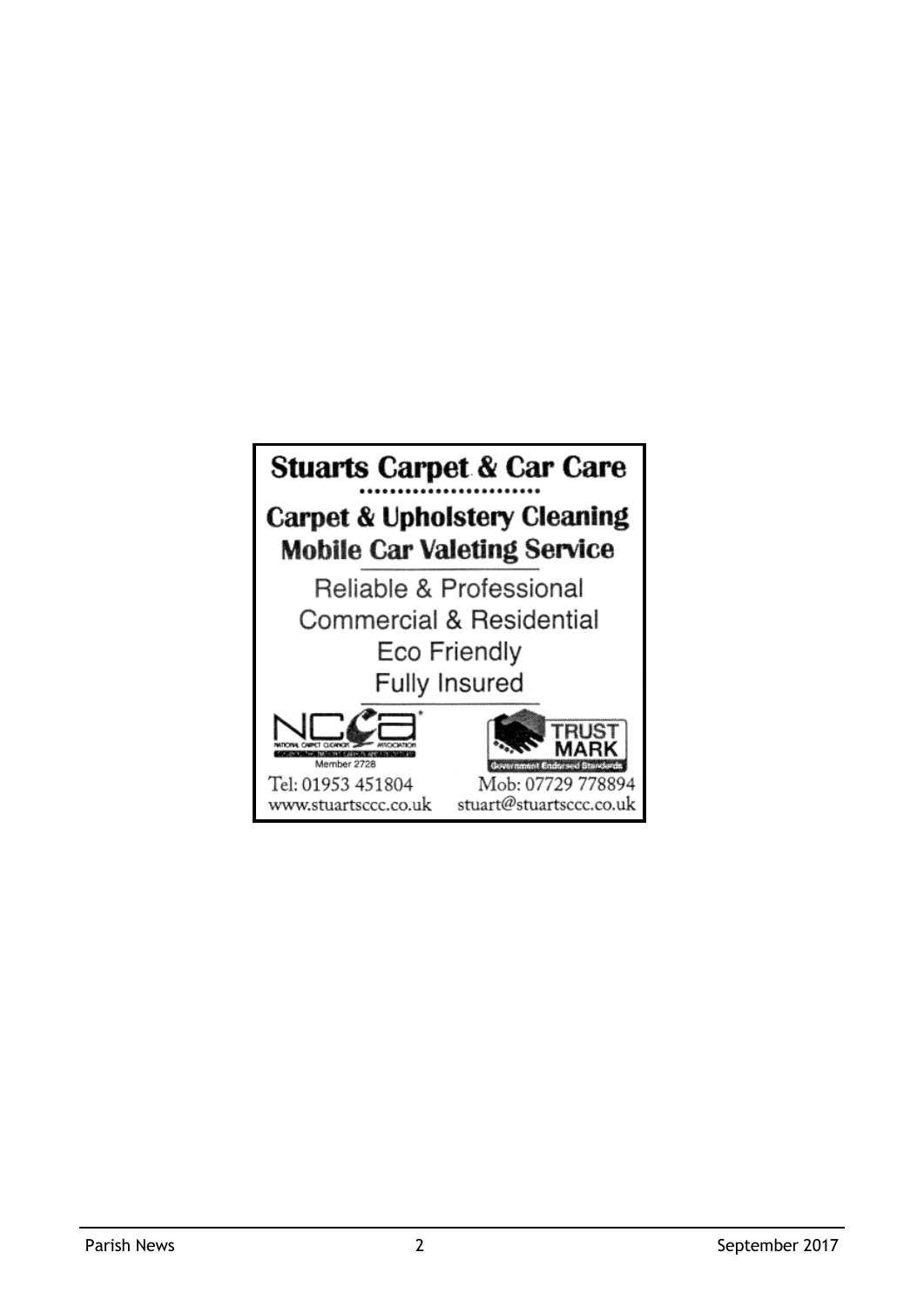**Stuarts Carpet & Car Care**

**Carpet & Upholstery Cleaning**
**Mobile Car Valeting Service**

Reliable & Professional
Commercial & Residential
Eco Friendly
Fully Insured

NCCA National Carpet Cleaners Association — Member 2728

TRUST MARK — Government Endorsed Standards

Tel: 01953 451804
Mob: 07729 778894
www.stuartsccc.co.uk
stuart@stuartsccc.co.uk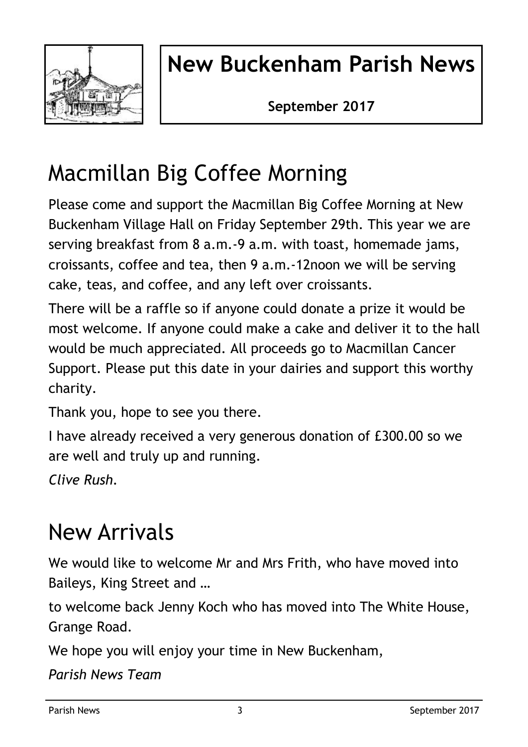# New Buckenham Parish News

**September 2017**

## Macmillan Big Coffee Morning

Please come and support the Macmillan Big Coffee Morning at New Buckenham Village Hall on Friday September 29th. This year we are serving breakfast from 8 a.m.-9 a.m. with toast, homemade jams, croissants, coffee and tea, then 9 a.m.-12noon we will be serving cake, teas, and coffee, and any left over croissants.

There will be a raffle so if anyone could donate a prize it would be most welcome. If anyone could make a cake and deliver it to the hall would be much appreciated. All proceeds go to Macmillan Cancer Support. Please put this date in your dairies and support this worthy charity.

Thank you, hope to see you there.

I have already received a very generous donation of £300.00 so we are well and truly up and running.

*Clive Rush.*

## New Arrivals

We would like to welcome Mr and Mrs Frith, who have moved into Baileys, King Street and …

to welcome back Jenny Koch who has moved into The White House, Grange Road.

We hope you will enjoy your time in New Buckenham,

*Parish News Team*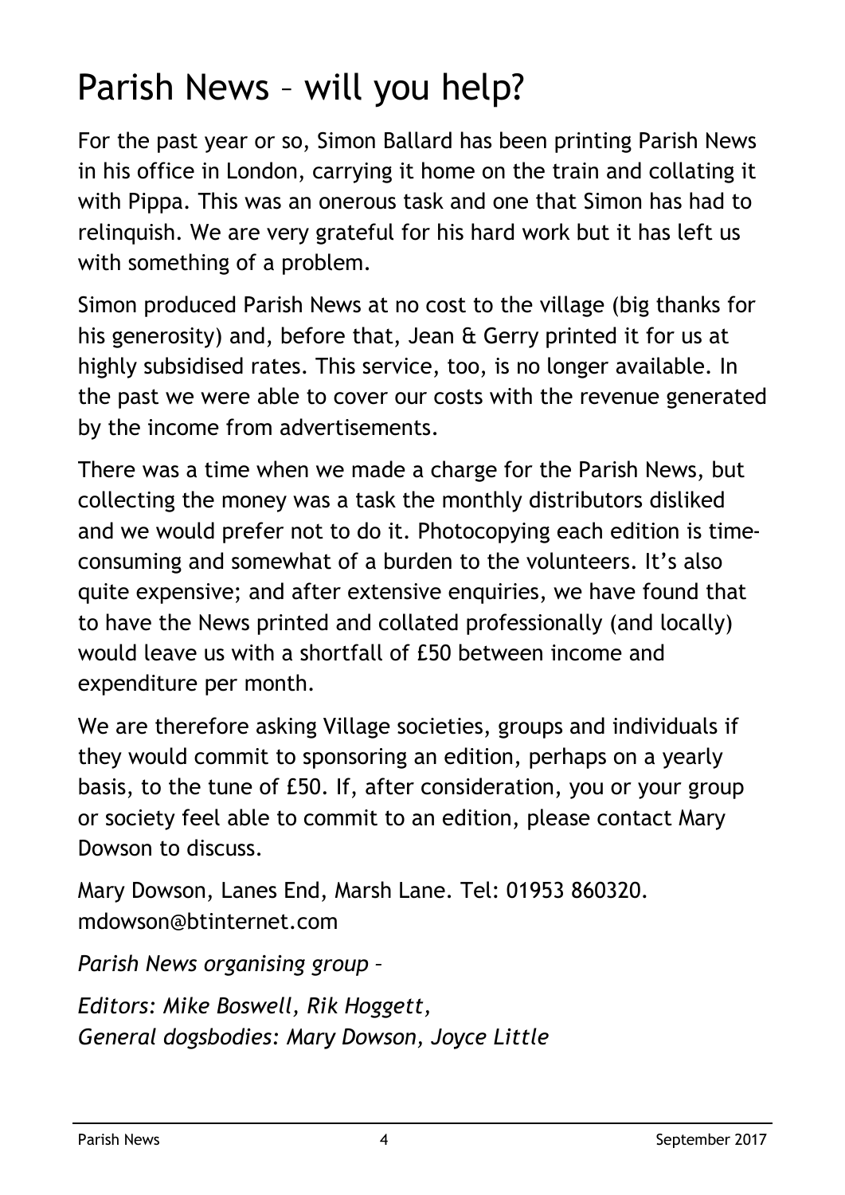# Parish News – will you help?

For the past year or so, Simon Ballard has been printing Parish News in his office in London, carrying it home on the train and collating it with Pippa. This was an onerous task and one that Simon has had to relinquish. We are very grateful for his hard work but it has left us with something of a problem.

Simon produced Parish News at no cost to the village (big thanks for his generosity) and, before that, Jean & Gerry printed it for us at highly subsidised rates. This service, too, is no longer available. In the past we were able to cover our costs with the revenue generated by the income from advertisements.

There was a time when we made a charge for the Parish News, but collecting the money was a task the monthly distributors disliked and we would prefer not to do it. Photocopying each edition is time-consuming and somewhat of a burden to the volunteers. It's also quite expensive; and after extensive enquiries, we have found that to have the News printed and collated professionally (and locally) would leave us with a shortfall of £50 between income and expenditure per month.

We are therefore asking Village societies, groups and individuals if they would commit to sponsoring an edition, perhaps on a yearly basis, to the tune of £50. If, after consideration, you or your group or society feel able to commit to an edition, please contact Mary Dowson to discuss.

Mary Dowson, Lanes End, Marsh Lane. Tel: 01953 860320. mdowson@btinternet.com

*Parish News organising group –*

*Editors: Mike Boswell, Rik Hoggett,*
*General dogsbodies: Mary Dowson, Joyce Little*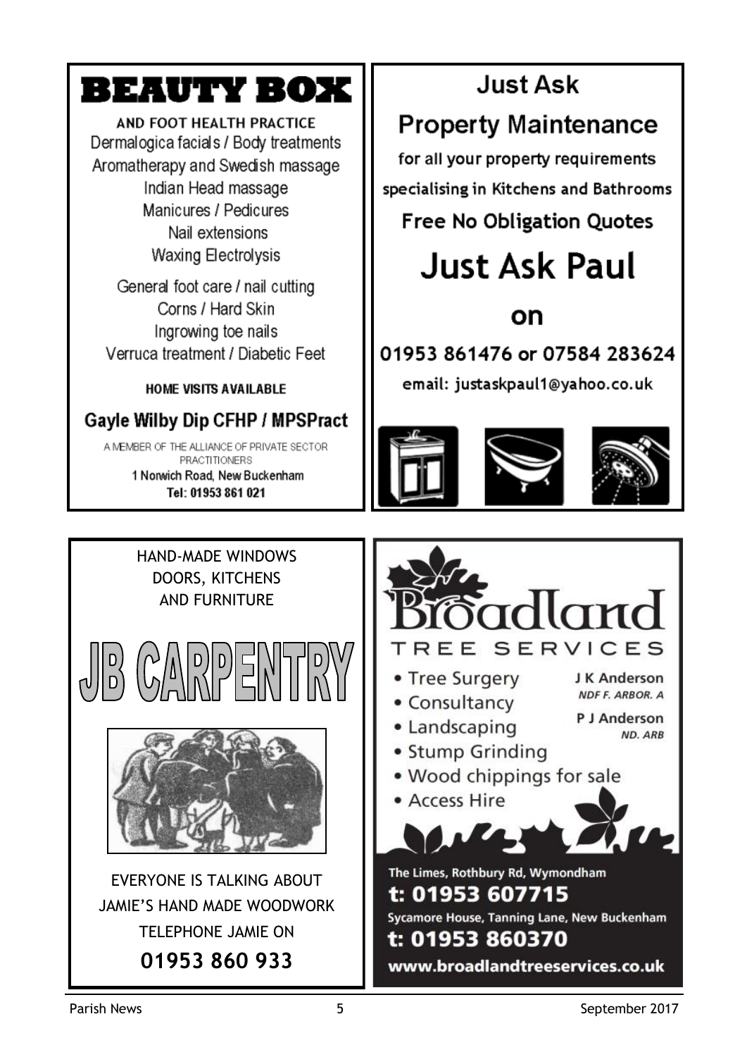# BEAUTY BOX

**AND FOOT HEALTH PRACTICE**

Dermalogica facials / Body treatments
Aromatherapy and Swedish massage
Indian Head massage
Manicures / Pedicures
Nail extensions
Waxing Electrolysis

General foot care / nail cutting
Corns / Hard Skin
Ingrowing toe nails
Verruca treatment / Diabetic Feet

**HOME VISITS AVAILABLE**

## Gayle Wilby Dip CFHP / MPSPract

A MEMBER OF THE ALLIANCE OF PRIVATE SECTOR PRACTITIONERS
1 Norwich Road, New Buckenham
**Tel: 01953 861 021**

---

# Just Ask

## Property Maintenance

for all your property requirements

specialising in Kitchens and Bathrooms

**Free No Obligation Quotes**

# Just Ask Paul

## on

**01953 861476 or 07584 283624**

email: justaskpaul1@yahoo.co.uk

---

HAND-MADE WINDOWS
DOORS, KITCHENS
AND FURNITURE

# JB CARPENTRY

EVERYONE IS TALKING ABOUT
JAMIE'S HAND MADE WOODWORK
TELEPHONE JAMIE ON

**01953 860 933**

---

# Broadland

## TREE SERVICES

- Tree Surgery
- Consultancy
- Landscaping
- Stump Grinding
- Wood chippings for sale
- Access Hire

J K Anderson
*NDF F. ARBOR. A*

P J Anderson
*ND. ARB*

The Limes, Rothbury Rd, Wymondham
**t: 01953 607715**

Sycamore House, Tanning Lane, New Buckenham
**t: 01953 860370**

**www.broadlandtreeservices.co.uk**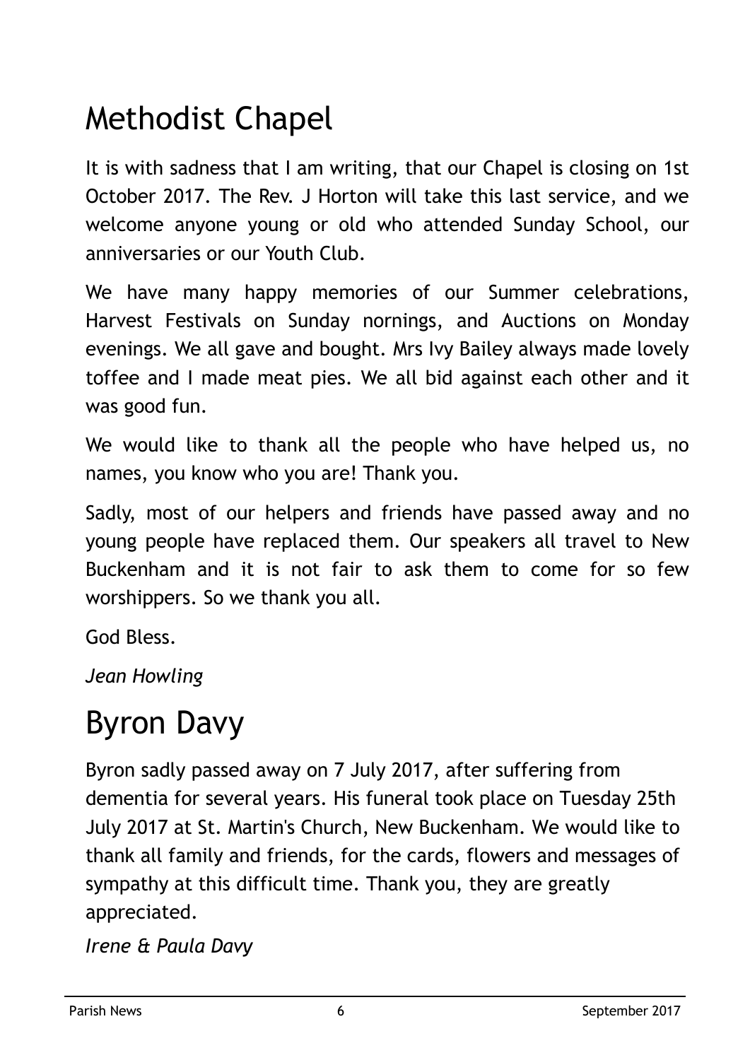# Methodist Chapel

It is with sadness that I am writing, that our Chapel is closing on 1st October 2017. The Rev. J Horton will take this last service, and we welcome anyone young or old who attended Sunday School, our anniversaries or our Youth Club.

We have many happy memories of our Summer celebrations, Harvest Festivals on Sunday nornings, and Auctions on Monday evenings. We all gave and bought. Mrs Ivy Bailey always made lovely toffee and I made meat pies. We all bid against each other and it was good fun.

We would like to thank all the people who have helped us, no names, you know who you are! Thank you.

Sadly, most of our helpers and friends have passed away and no young people have replaced them. Our speakers all travel to New Buckenham and it is not fair to ask them to come for so few worshippers. So we thank you all.

God Bless.

*Jean Howling*

# Byron Davy

Byron sadly passed away on 7 July 2017, after suffering from dementia for several years. His funeral took place on Tuesday 25th July 2017 at St. Martin's Church, New Buckenham. We would like to thank all family and friends, for the cards, flowers and messages of sympathy at this difficult time. Thank you, they are greatly appreciated.

*Irene & Paula Davy*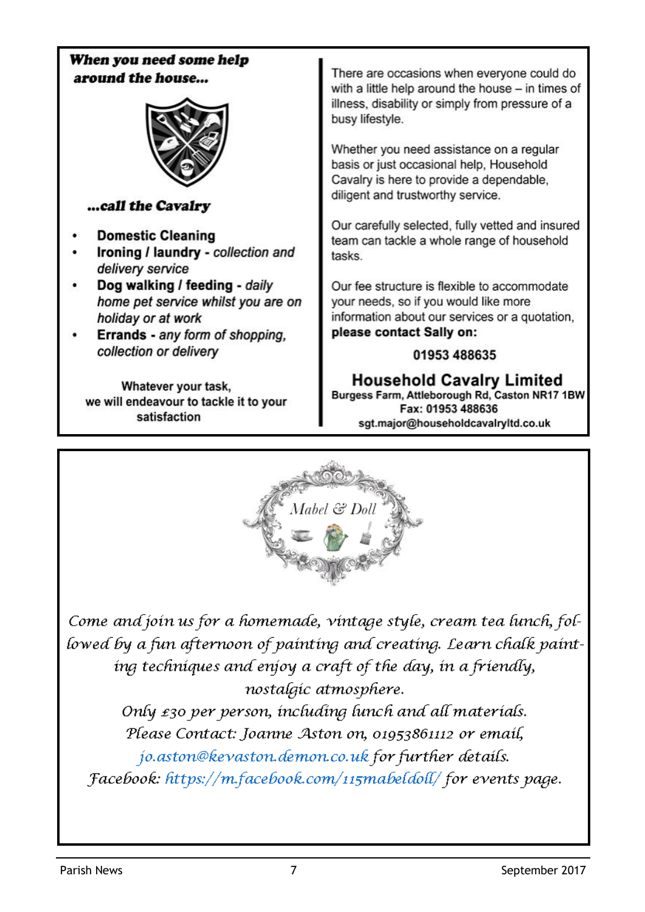## When you need some help around the house...

### ...call the Cavalry

- **Domestic Cleaning**
- **Ironing / laundry** - *collection and delivery service*
- **Dog walking / feeding** - *daily home pet service whilst you are on holiday or at work*
- **Errands** - *any form of shopping, collection or delivery*

Whatever your task, we will endeavour to tackle it to your satisfaction

There are occasions when everyone could do with a little help around the house – in times of illness, disability or simply from pressure of a busy lifestyle.

Whether you need assistance on a regular basis or just occasional help, Household Cavalry is here to provide a dependable, diligent and trustworthy service.

Our carefully selected, fully vetted and insured team can tackle a whole range of household tasks.

Our fee structure is flexible to accommodate your needs, so if you would like more information about our services or a quotation, **please contact Sally on:**

**01953 488635**

**Household Cavalry Limited**
**Burgess Farm, Attleborough Rd, Caston NR17 1BW**
**Fax: 01953 488636**
**sgt.major@householdcavalryltd.co.uk**

---

*Mabel & Doll*

*Come and join us for a homemade, vintage style, cream tea lunch, followed by a fun afternoon of painting and creating. Learn chalk painting techniques and enjoy a craft of the day, in a friendly, nostalgic atmosphere.*

*Only £30 per person, including lunch and all materials.*

*Please Contact: Joanne Aston on, 01953861112 or email, jo.aston@kevaston.demon.co.uk for further details.*

*Facebook: https://m.facebook.com/115mabeldoll/ for events page.*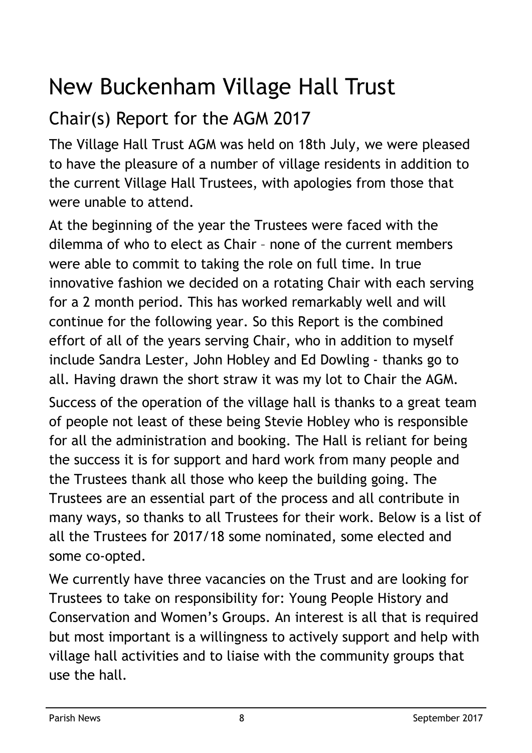# New Buckenham Village Hall Trust

## Chair(s) Report for the AGM 2017

The Village Hall Trust AGM was held on 18th July, we were pleased to have the pleasure of a number of village residents in addition to the current Village Hall Trustees, with apologies from those that were unable to attend.

At the beginning of the year the Trustees were faced with the dilemma of who to elect as Chair – none of the current members were able to commit to taking the role on full time. In true innovative fashion we decided on a rotating Chair with each serving for a 2 month period. This has worked remarkably well and will continue for the following year. So this Report is the combined effort of all of the years serving Chair, who in addition to myself include Sandra Lester, John Hobley and Ed Dowling - thanks go to all. Having drawn the short straw it was my lot to Chair the AGM.

Success of the operation of the village hall is thanks to a great team of people not least of these being Stevie Hobley who is responsible for all the administration and booking. The Hall is reliant for being the success it is for support and hard work from many people and the Trustees thank all those who keep the building going. The Trustees are an essential part of the process and all contribute in many ways, so thanks to all Trustees for their work. Below is a list of all the Trustees for 2017/18 some nominated, some elected and some co-opted.

We currently have three vacancies on the Trust and are looking for Trustees to take on responsibility for: Young People History and Conservation and Women's Groups. An interest is all that is required but most important is a willingness to actively support and help with village hall activities and to liaise with the community groups that use the hall.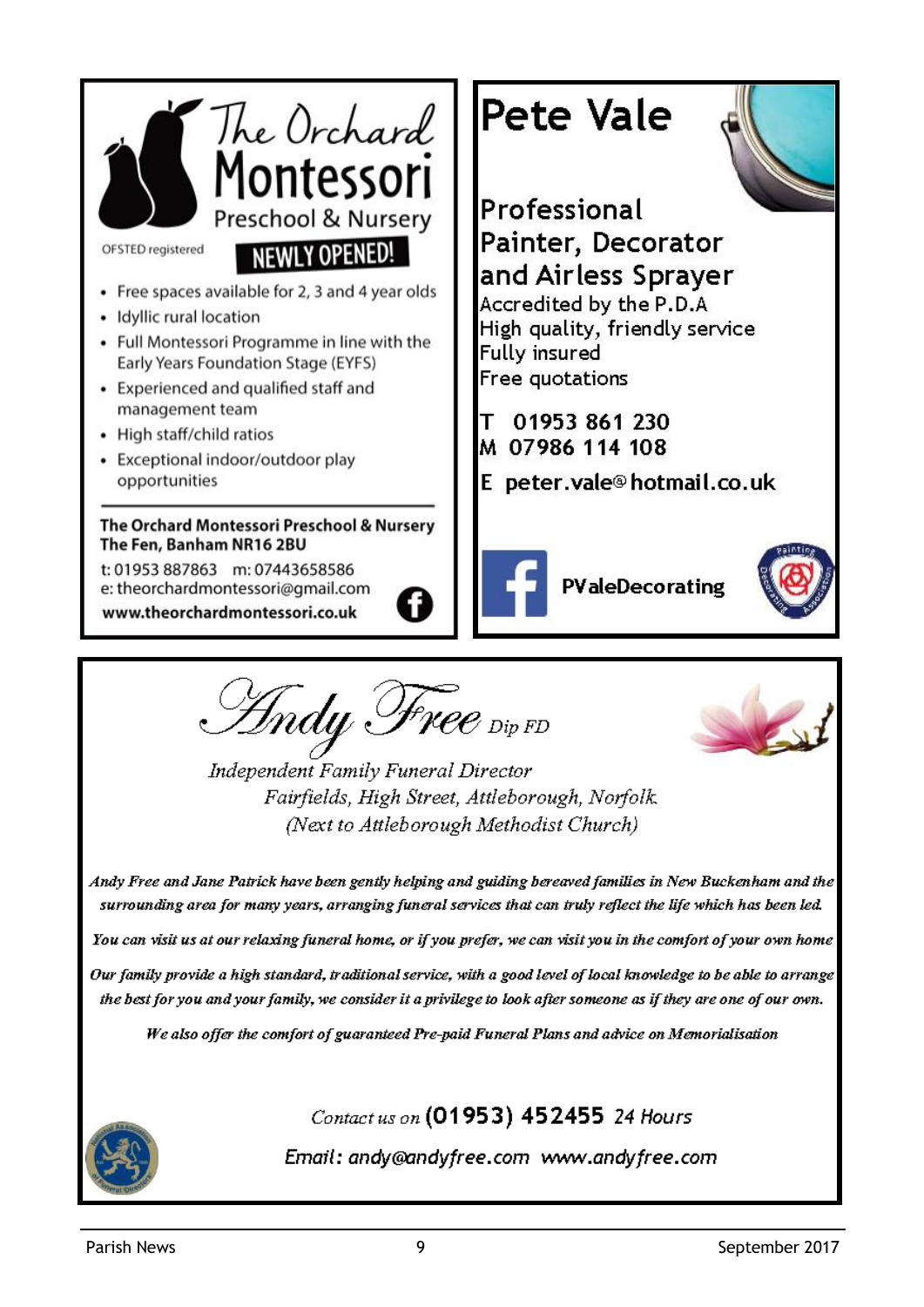## The Orchard Montessori

### Preschool & Nursery

OFSTED registered

**NEWLY OPENED!**

- Free spaces available for 2, 3 and 4 year olds
- Idyllic rural location
- Full Montessori Programme in line with the Early Years Foundation Stage (EYFS)
- Experienced and qualified staff and management team
- High staff/child ratios
- Exceptional indoor/outdoor play opportunities

**The Orchard Montessori Preschool & Nursery**
**The Fen, Banham NR16 2BU**

t: 01953 887863 m: 07443658586
e: theorchardmontessori@gmail.com
**www.theorchardmontessori.co.uk**

---

## Pete Vale

### Professional Painter, Decorator and Airless Sprayer

Accredited by the P.D.A
High quality, friendly service
Fully insured
Free quotations

**T 01953 861 230**
**M 07986 114 108**

**E peter.vale@hotmail.co.uk**

**PValeDecorating**

---

## *Andy Free* *Dip FD*

*Independent Family Funeral Director*
*Fairfields, High Street, Attleborough, Norfolk.*
*(Next to Attleborough Methodist Church)*

*Andy Free and Jane Patrick have been gently helping and guiding bereaved families in New Buckenham and the surrounding area for many years, arranging funeral services that can truly reflect the life which has been led.*

*You can visit us at our relaxing funeral home, or if you prefer, we can visit you in the comfort of your own home*

*Our family provide a high standard, traditional service, with a good level of local knowledge to be able to arrange the best for you and your family, we consider it a privilege to look after someone as if they are one of our own.*

*We also offer the comfort of guaranteed Pre-paid Funeral Plans and advice on Memorialisation*

*Contact us on* **(01953) 452455** *24 Hours*

*Email: andy@andyfree.com www.andyfree.com*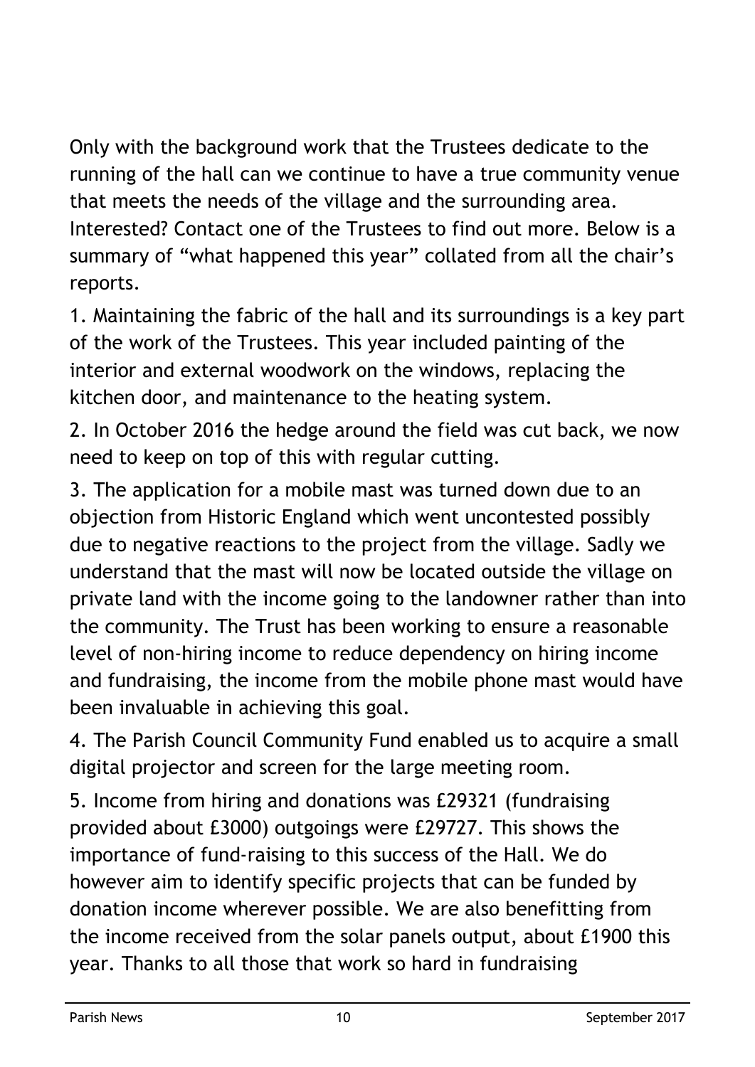Only with the background work that the Trustees dedicate to the running of the hall can we continue to have a true community venue that meets the needs of the village and the surrounding area. Interested? Contact one of the Trustees to find out more. Below is a summary of “what happened this year” collated from all the chair’s reports.

1. Maintaining the fabric of the hall and its surroundings is a key part of the work of the Trustees. This year included painting of the interior and external woodwork on the windows, replacing the kitchen door, and maintenance to the heating system.

2. In October 2016 the hedge around the field was cut back, we now need to keep on top of this with regular cutting.

3. The application for a mobile mast was turned down due to an objection from Historic England which went uncontested possibly due to negative reactions to the project from the village. Sadly we understand that the mast will now be located outside the village on private land with the income going to the landowner rather than into the community. The Trust has been working to ensure a reasonable level of non-hiring income to reduce dependency on hiring income and fundraising, the income from the mobile phone mast would have been invaluable in achieving this goal.

4. The Parish Council Community Fund enabled us to acquire a small digital projector and screen for the large meeting room.

5. Income from hiring and donations was £29321 (fundraising provided about £3000) outgoings were £29727. This shows the importance of fund-raising to this success of the Hall. We do however aim to identify specific projects that can be funded by donation income wherever possible. We are also benefitting from the income received from the solar panels output, about £1900 this year. Thanks to all those that work so hard in fundraising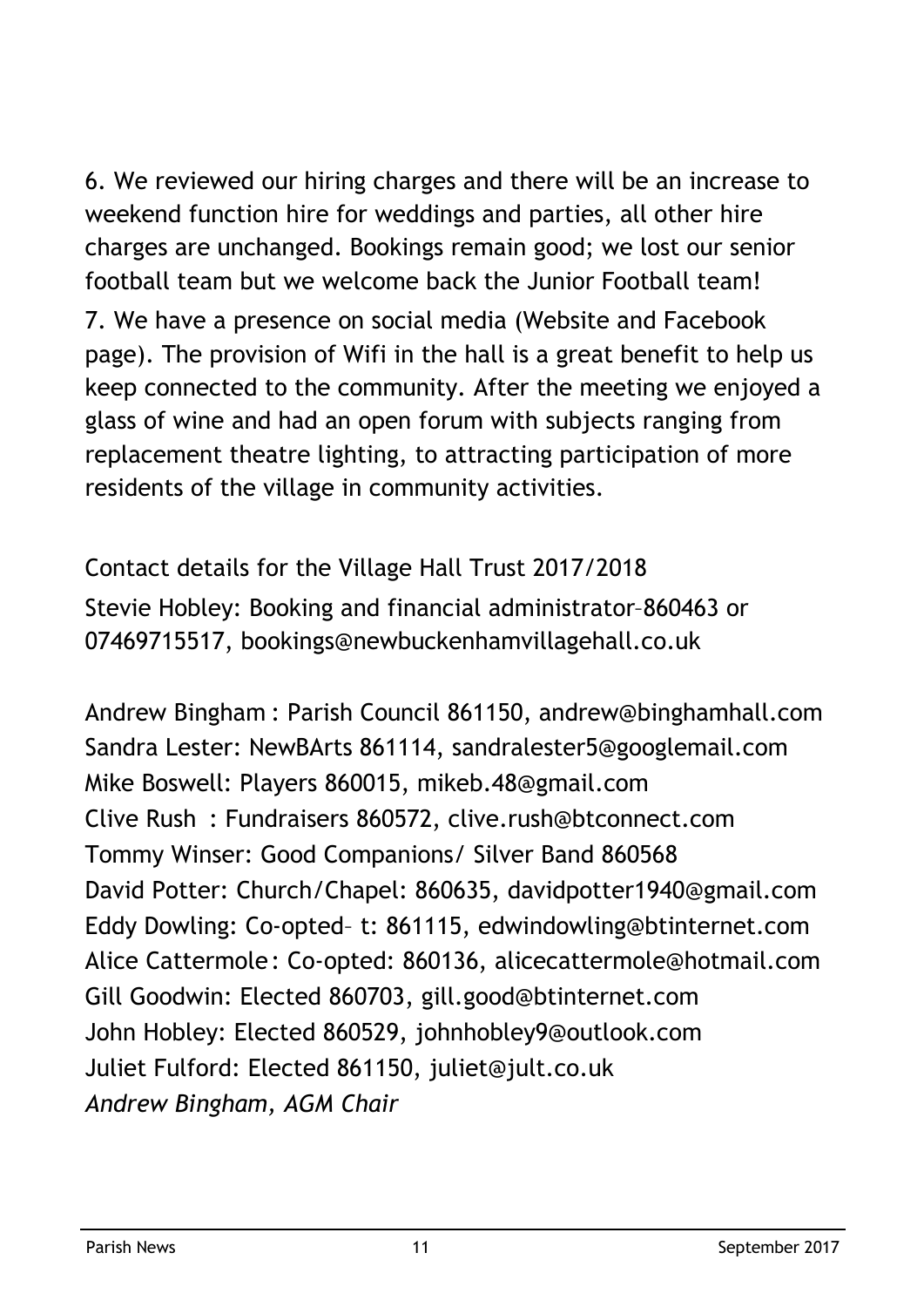6. We reviewed our hiring charges and there will be an increase to weekend function hire for weddings and parties, all other hire charges are unchanged. Bookings remain good; we lost our senior football team but we welcome back the Junior Football team!

7. We have a presence on social media (Website and Facebook page). The provision of Wifi in the hall is a great benefit to help us keep connected to the community. After the meeting we enjoyed a glass of wine and had an open forum with subjects ranging from replacement theatre lighting, to attracting participation of more residents of the village in community activities.

Contact details for the Village Hall Trust 2017/2018

Stevie Hobley: Booking and financial administrator–860463 or 07469715517, bookings@newbuckenhamvillagehall.co.uk

Andrew Bingham : Parish Council 861150, andrew@binghamhall.com
Sandra Lester: NewBArts 861114, sandralester5@googlemail.com
Mike Boswell: Players 860015, mikeb.48@gmail.com
Clive Rush : Fundraisers 860572, clive.rush@btconnect.com
Tommy Winser: Good Companions/ Silver Band 860568
David Potter: Church/Chapel: 860635, davidpotter1940@gmail.com
Eddy Dowling: Co-opted– t: 861115, edwindowling@btinternet.com
Alice Cattermole: Co-opted: 860136, alicecattermole@hotmail.com
Gill Goodwin: Elected 860703, gill.good@btinternet.com
John Hobley: Elected 860529, johnhobley9@outlook.com
Juliet Fulford: Elected 861150, juliet@jult.co.uk
*Andrew Bingham, AGM Chair*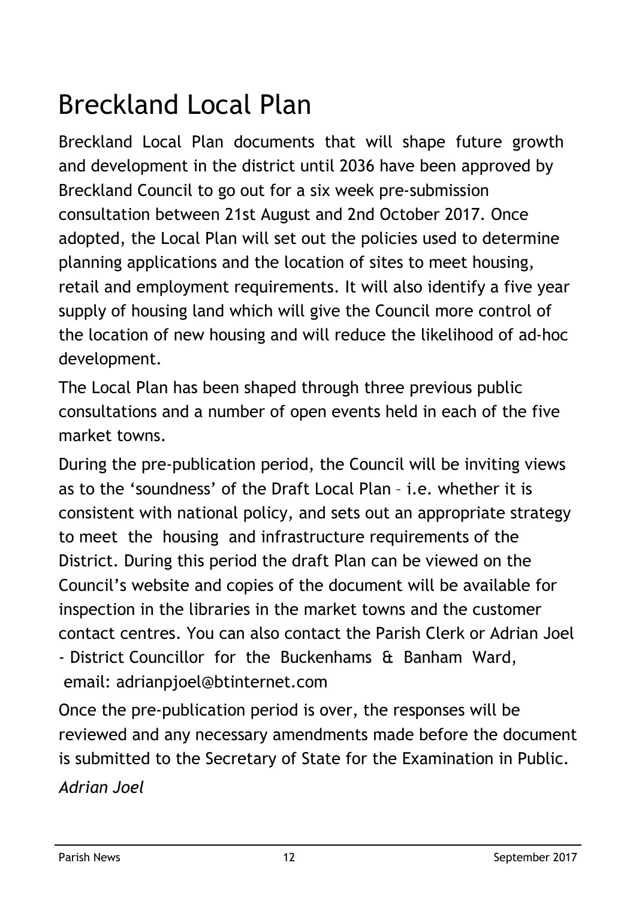# Breckland Local Plan

Breckland Local Plan documents that will shape future growth and development in the district until 2036 have been approved by Breckland Council to go out for a six week pre-submission consultation between 21st August and 2nd October 2017. Once adopted, the Local Plan will set out the policies used to determine planning applications and the location of sites to meet housing, retail and employment requirements. It will also identify a five year supply of housing land which will give the Council more control of the location of new housing and will reduce the likelihood of ad-hoc development.

The Local Plan has been shaped through three previous public consultations and a number of open events held in each of the five market towns.

During the pre-publication period, the Council will be inviting views as to the 'soundness' of the Draft Local Plan – i.e. whether it is consistent with national policy, and sets out an appropriate strategy to meet the housing and infrastructure requirements of the District. During this period the draft Plan can be viewed on the Council's website and copies of the document will be available for inspection in the libraries in the market towns and the customer contact centres. You can also contact the Parish Clerk or Adrian Joel - District Councillor for the Buckenhams & Banham Ward, email: adrianpjoel@btinternet.com

Once the pre-publication period is over, the responses will be reviewed and any necessary amendments made before the document is submitted to the Secretary of State for the Examination in Public.

*Adrian Joel*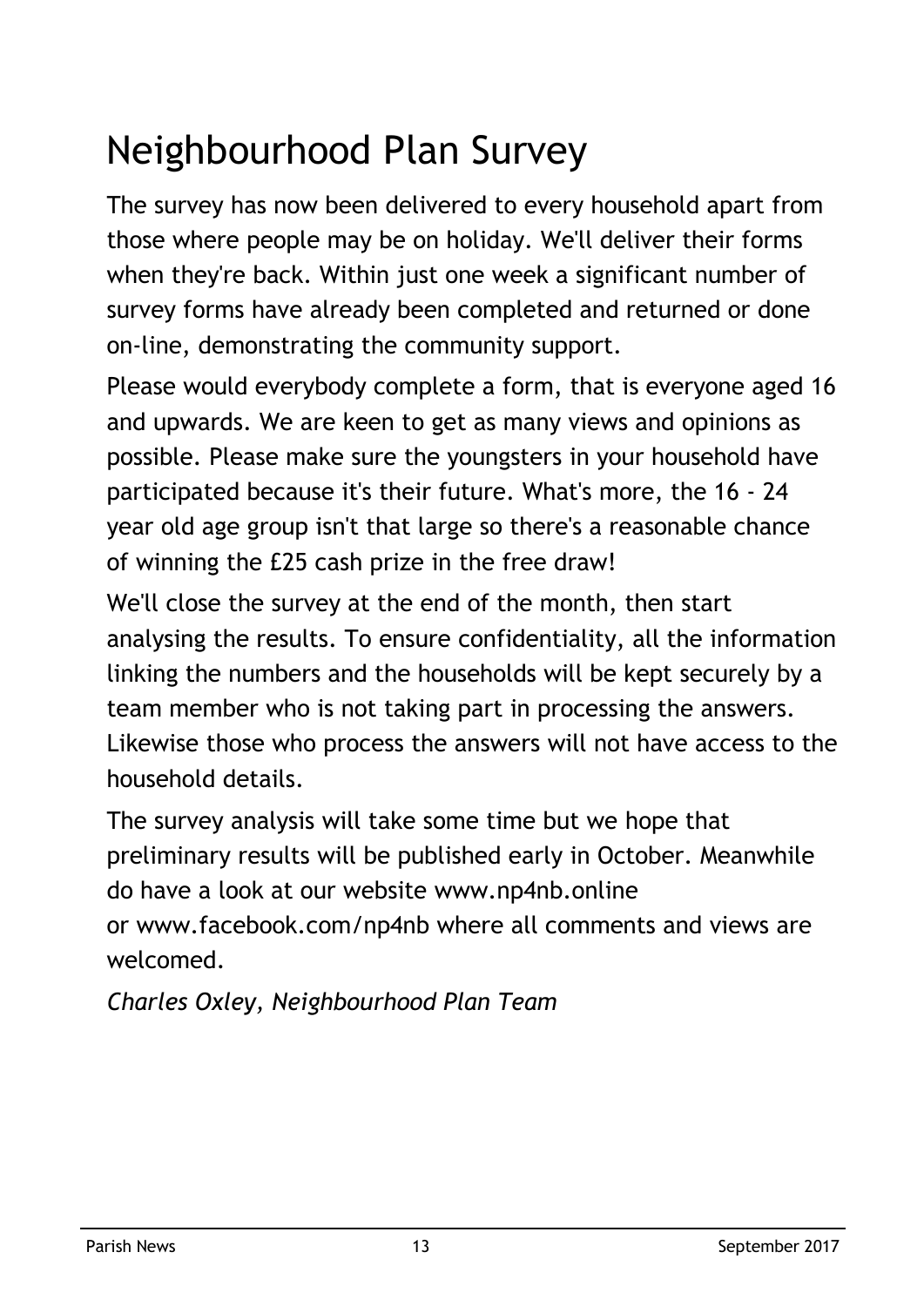# Neighbourhood Plan Survey

The survey has now been delivered to every household apart from those where people may be on holiday. We'll deliver their forms when they're back. Within just one week a significant number of survey forms have already been completed and returned or done on-line, demonstrating the community support.

Please would everybody complete a form, that is everyone aged 16 and upwards. We are keen to get as many views and opinions as possible. Please make sure the youngsters in your household have participated because it's their future. What's more, the 16 - 24 year old age group isn't that large so there's a reasonable chance of winning the £25 cash prize in the free draw!

We'll close the survey at the end of the month, then start analysing the results. To ensure confidentiality, all the information linking the numbers and the households will be kept securely by a team member who is not taking part in processing the answers. Likewise those who process the answers will not have access to the household details.

The survey analysis will take some time but we hope that preliminary results will be published early in October. Meanwhile do have a look at our website www.np4nb.online or www.facebook.com/np4nb where all comments and views are welcomed.

*Charles Oxley, Neighbourhood Plan Team*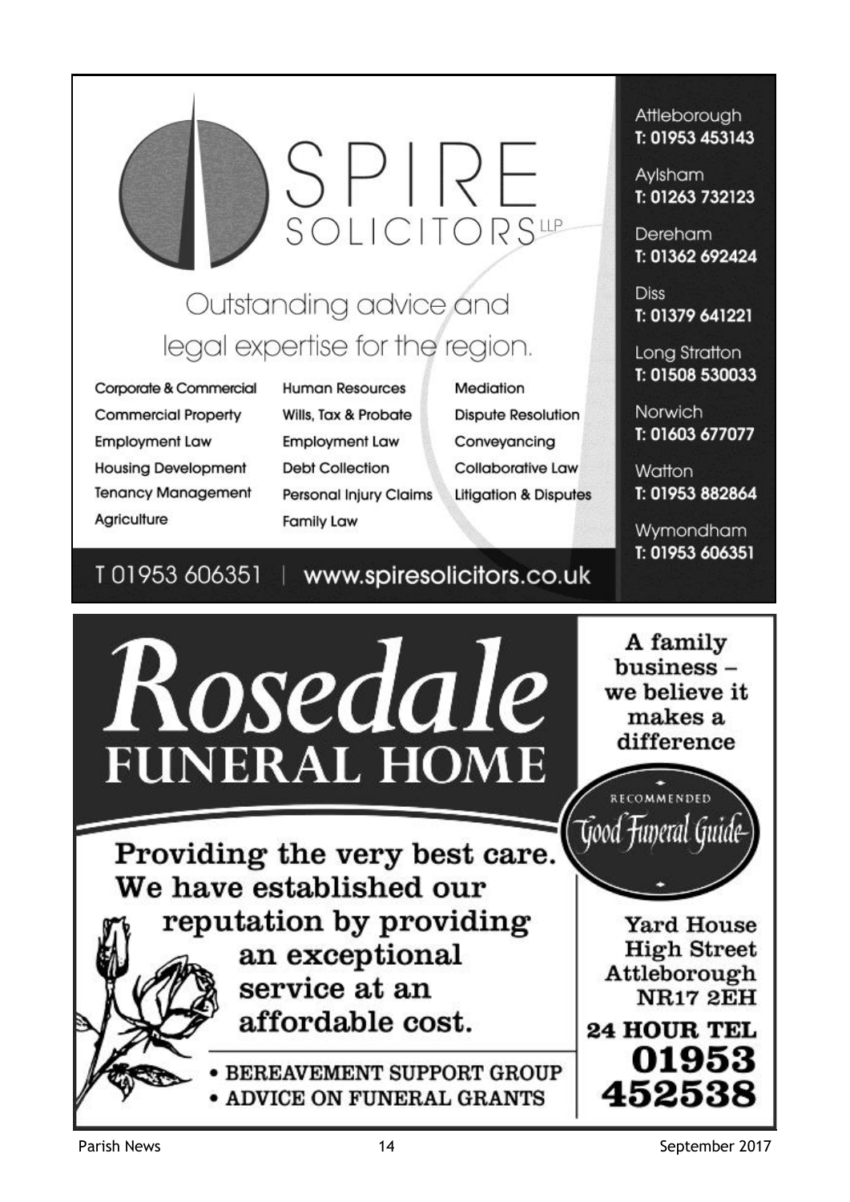# SPIRE SOLICITORS LLP

Outstanding advice and legal expertise for the region.

- Corporate & Commercial
- Commercial Property
- Employment Law
- Housing Development
- Tenancy Management
- Agriculture
- Human Resources
- Wills, Tax & Probate
- Employment Law
- Debt Collection
- Personal Injury Claims
- Family Law
- Mediation
- Dispute Resolution
- Conveyancing
- Collaborative Law
- Litigation & Disputes

T 01953 606351 | www.spiresolicitors.co.uk

Attleborough
**T: 01953 453143**

Aylsham
**T: 01263 732123**

Dereham
**T: 01362 692424**

Diss
**T: 01379 641221**

Long Stratton
**T: 01508 530033**

Norwich
**T: 01603 677077**

Watton
**T: 01953 882864**

Wymondham
**T: 01953 606351**

# Rosedale FUNERAL HOME

**A family business – we believe it makes a difference**

RECOMMENDED Good Funeral Guide

**Providing the very best care. We have established our reputation by providing an exceptional service at an affordable cost.**

- BEREAVEMENT SUPPORT GROUP
- ADVICE ON FUNERAL GRANTS

**Yard House**
**High Street**
**Attleborough**
**NR17 2EH**

**24 HOUR TEL**
**01953 452538**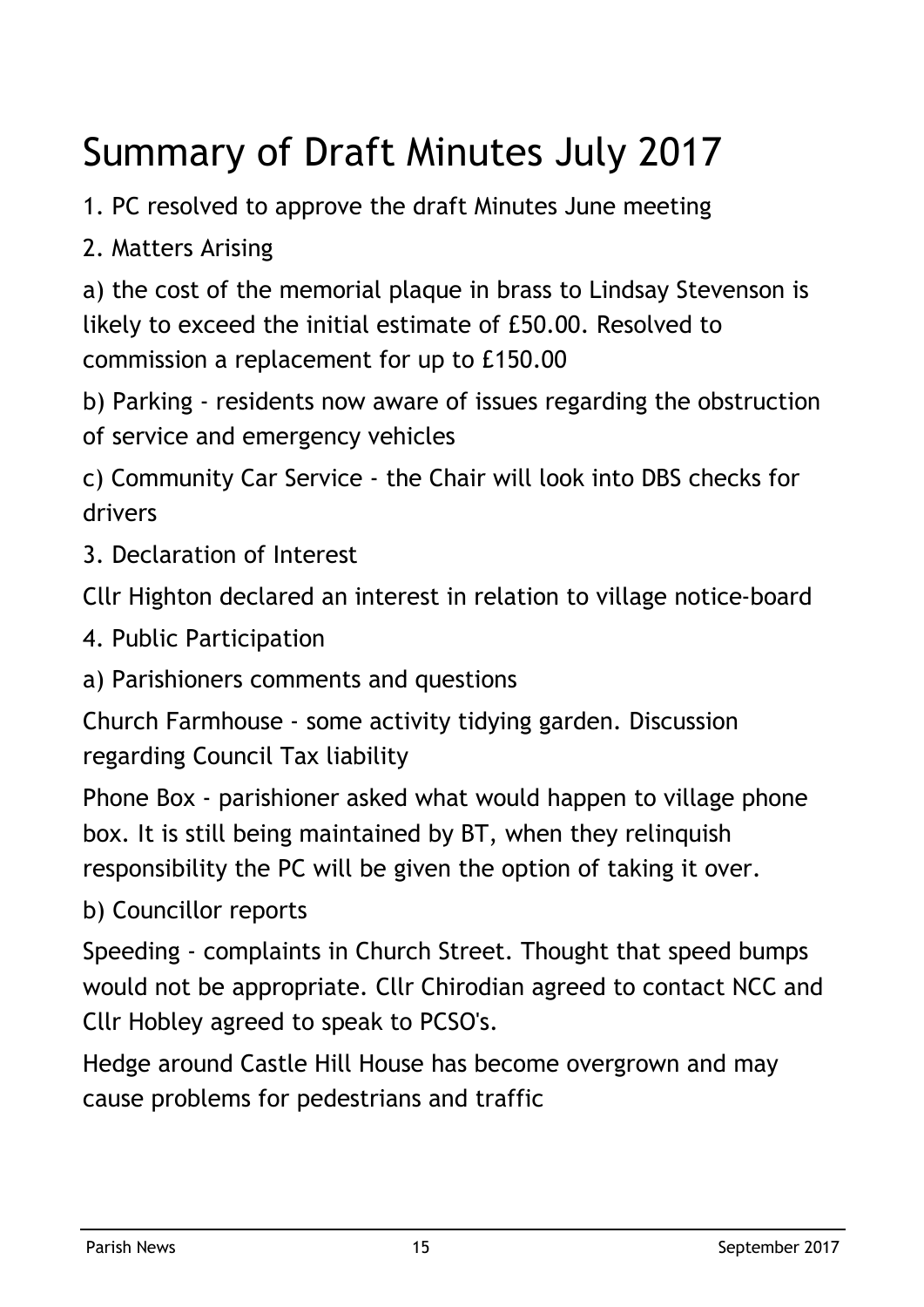# Summary of Draft Minutes July 2017

1. PC resolved to approve the draft Minutes June meeting

2. Matters Arising

a) the cost of the memorial plaque in brass to Lindsay Stevenson is likely to exceed the initial estimate of £50.00. Resolved to commission a replacement for up to £150.00

b) Parking - residents now aware of issues regarding the obstruction of service and emergency vehicles

c) Community Car Service - the Chair will look into DBS checks for drivers

3. Declaration of Interest

Cllr Highton declared an interest in relation to village notice-board

4. Public Participation

a) Parishioners comments and questions

Church Farmhouse - some activity tidying garden. Discussion regarding Council Tax liability

Phone Box - parishioner asked what would happen to village phone box. It is still being maintained by BT, when they relinquish responsibility the PC will be given the option of taking it over.

b) Councillor reports

Speeding - complaints in Church Street. Thought that speed bumps would not be appropriate. Cllr Chirodian agreed to contact NCC and Cllr Hobley agreed to speak to PCSO's.

Hedge around Castle Hill House has become overgrown and may cause problems for pedestrians and traffic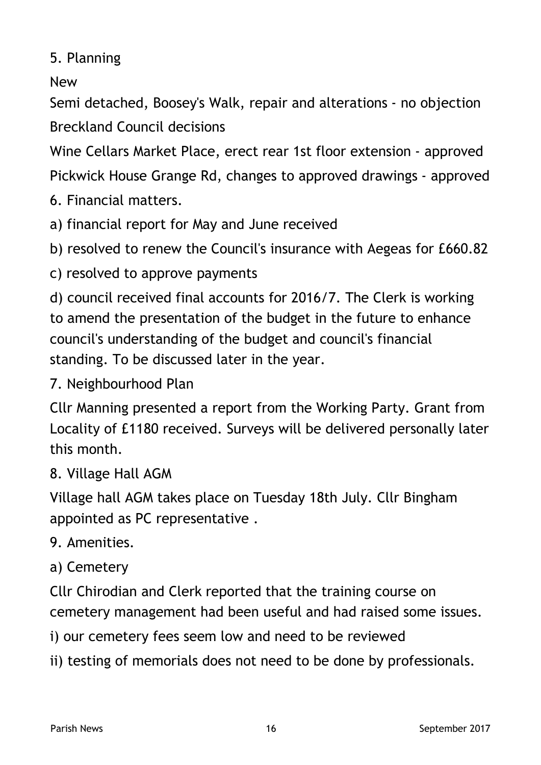5. Planning

New

Semi detached, Boosey's Walk, repair and alterations - no objection

Breckland Council decisions

Wine Cellars Market Place, erect rear 1st floor extension - approved

Pickwick House Grange Rd, changes to approved drawings - approved

6. Financial matters.

a) financial report for May and June received

b) resolved to renew the Council's insurance with Aegeas for £660.82

c) resolved to approve payments

d) council received final accounts for 2016/7. The Clerk is working to amend the presentation of the budget in the future to enhance council's understanding of the budget and council's financial standing. To be discussed later in the year.

7. Neighbourhood Plan

Cllr Manning presented a report from the Working Party. Grant from Locality of £1180 received. Surveys will be delivered personally later this month.

8. Village Hall AGM

Village hall AGM takes place on Tuesday 18th July. Cllr Bingham appointed as PC representative .

9. Amenities.

a) Cemetery

Cllr Chirodian and Clerk reported that the training course on cemetery management had been useful and had raised some issues.

i) our cemetery fees seem low and need to be reviewed

ii) testing of memorials does not need to be done by professionals.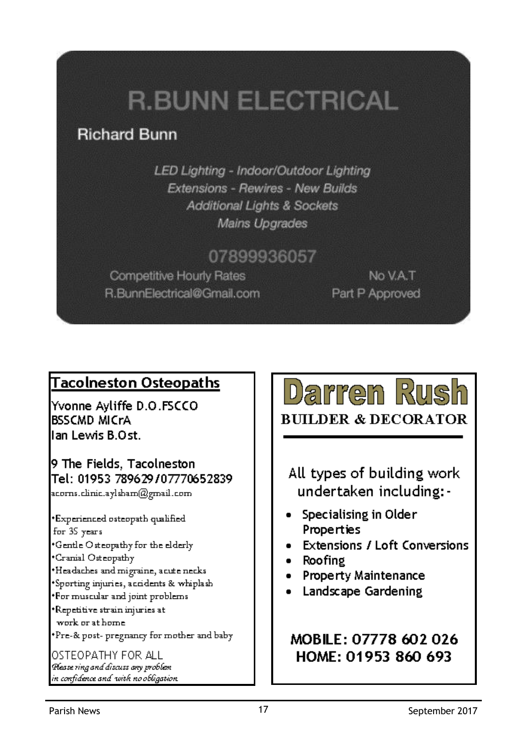# R.BUNN ELECTRICAL

**Richard Bunn**

*LED Lighting - Indoor/Outdoor Lighting*
*Extensions - Rewires - New Builds*
*Additional Lights & Sockets*
*Mains Upgrades*

07899936057

Competitive Hourly Rates
R.BunnElectrical@Gmail.com

No V.A.T
Part P Approved

## Tacolneston Osteopaths

Yvonne Ayliffe D.O.FSCCO
BSSCMD MICrA
Ian Lewis B.Ost.

9 The Fields, Tacolneston
Tel: 01953 789629/07770652839
acorns.clinic.aylsham@gmail.com

- Experienced osteopath qualified for 35 years
- Gentle Osteopathy for the elderly
- Cranial Osteopathy
- Headaches and migraine, acute necks
- Sporting injuries, accidents & whiplash
- For muscular and joint problems
- Repetitive strain injuries at work or at home
- Pre-& post- pregnancy for mother and baby

OSTEOPATHY FOR ALL
*Please ring and discuss any problem in confidence and with no obligation*

## Darren Rush

**BUILDER & DECORATOR**

All types of building work undertaken including:-

- Specialising in Older Properties
- Extensions / Loft Conversions
- Roofing
- Property Maintenance
- Landscape Gardening

**MOBILE: 07778 602 026**
**HOME: 01953 860 693**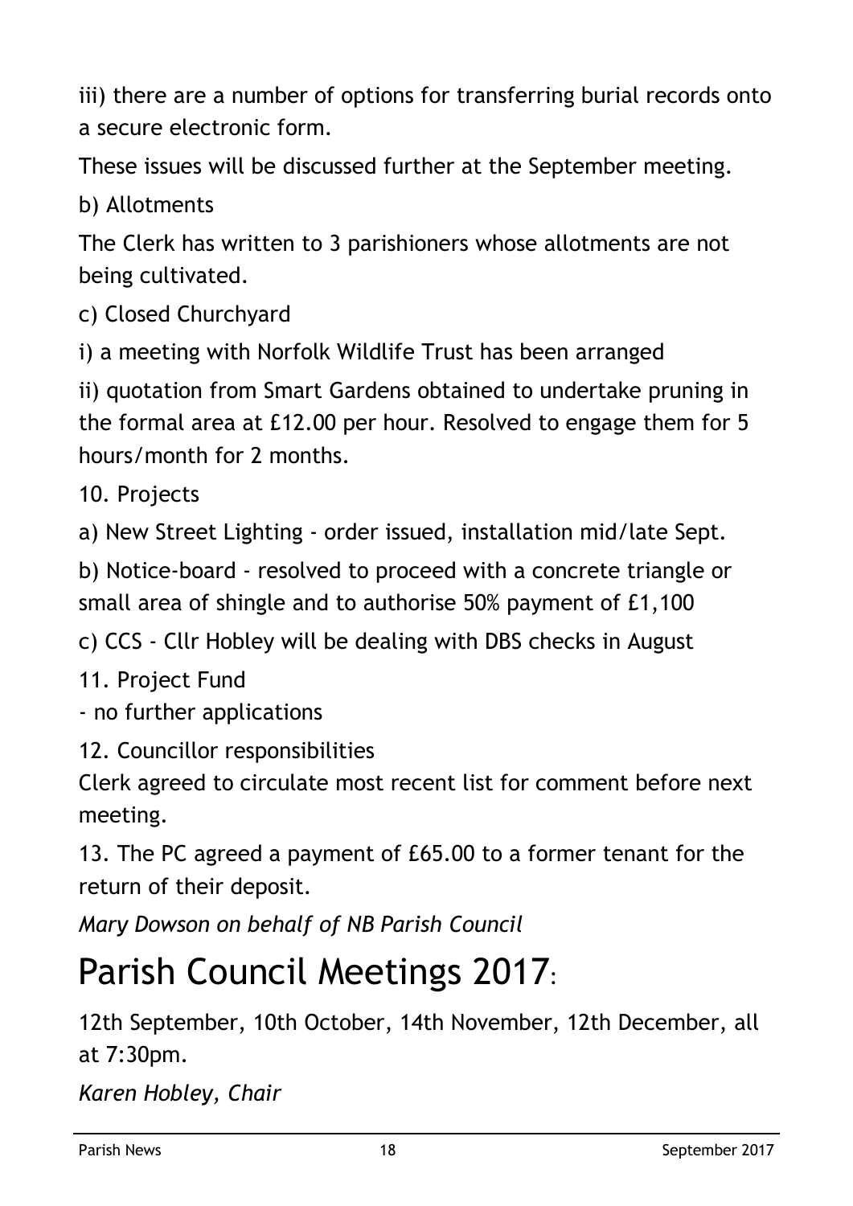iii) there are a number of options for transferring burial records onto a secure electronic form.

These issues will be discussed further at the September meeting.

b) Allotments

The Clerk has written to 3 parishioners whose allotments are not being cultivated.

c) Closed Churchyard

i) a meeting with Norfolk Wildlife Trust has been arranged

ii) quotation from Smart Gardens obtained to undertake pruning in the formal area at £12.00 per hour. Resolved to engage them for 5 hours/month for 2 months.

10. Projects

a) New Street Lighting - order issued, installation mid/late Sept.

b) Notice-board - resolved to proceed with a concrete triangle or small area of shingle and to authorise 50% payment of £1,100

c) CCS - Cllr Hobley will be dealing with DBS checks in August

11. Project Fund

- no further applications

12. Councillor responsibilities

Clerk agreed to circulate most recent list for comment before next meeting.

13. The PC agreed a payment of £65.00 to a former tenant for the return of their deposit.

*Mary Dowson on behalf of NB Parish Council*

# Parish Council Meetings 2017:

12th September, 10th October, 14th November, 12th December, all at 7:30pm.

*Karen Hobley, Chair*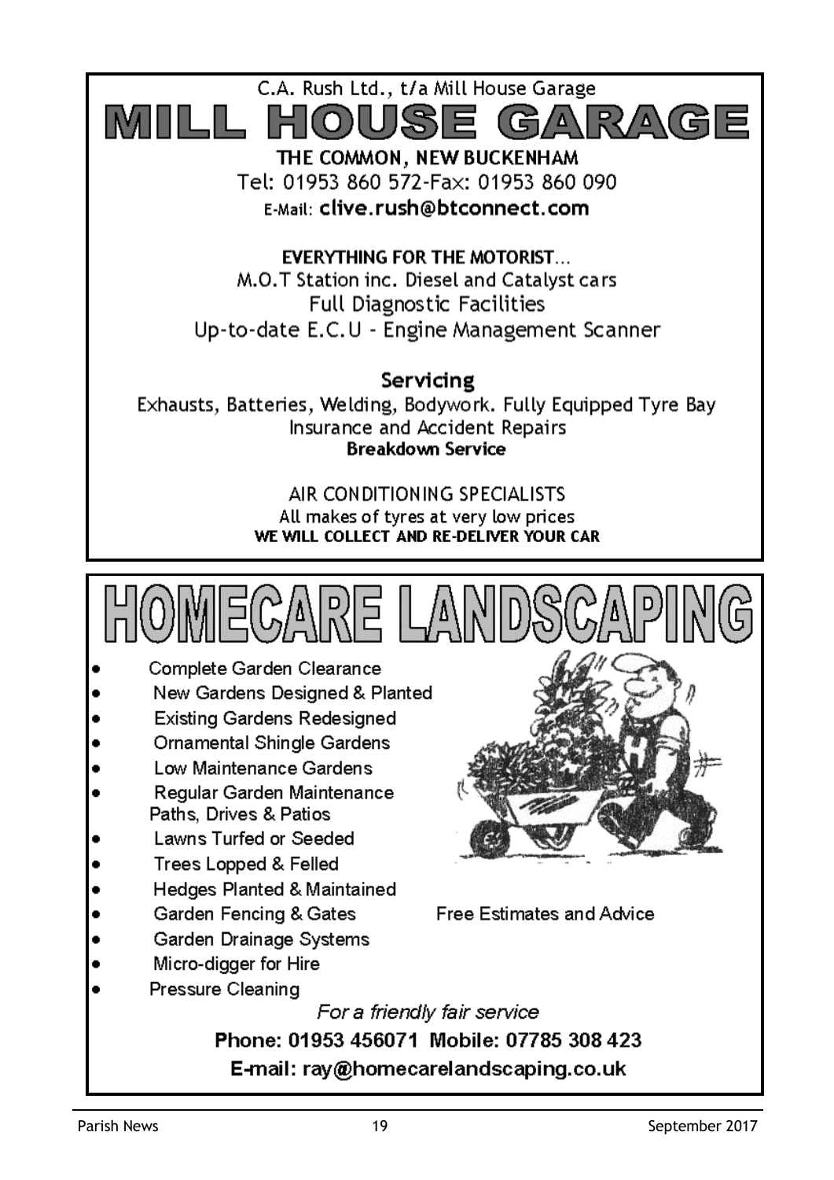C.A. Rush Ltd., t/a Mill House Garage

# MILL HOUSE GARAGE

**THE COMMON, NEW BUCKENHAM**

Tel: 01953 860 572-Fax: 01953 860 090

E-Mail: **clive.rush@btconnect.com**

**EVERYTHING FOR THE MOTORIST...**

M.O.T Station inc. Diesel and Catalyst cars

Full Diagnostic Facilities

Up-to-date E.C.U - Engine Management Scanner

**Servicing**

Exhausts, Batteries, Welding, Bodywork. Fully Equipped Tyre Bay

Insurance and Accident Repairs

**Breakdown Service**

AIR CONDITIONING SPECIALISTS

All makes of tyres at very low prices

**WE WILL COLLECT AND RE-DELIVER YOUR CAR**

# HOMECARE LANDSCAPING

- Complete Garden Clearance
- New Gardens Designed & Planted
- Existing Gardens Redesigned
- Ornamental Shingle Gardens
- Low Maintenance Gardens
- Regular Garden Maintenance
  Paths, Drives & Patios
- Lawns Turfed or Seeded
- Trees Lopped & Felled
- Hedges Planted & Maintained
- Garden Fencing & Gates
- Garden Drainage Systems
- Micro-digger for Hire
- Pressure Cleaning

Free Estimates and Advice

*For a friendly fair service*

**Phone: 01953 456071 Mobile: 07785 308 423**

**E-mail: ray@homecarelandscaping.co.uk**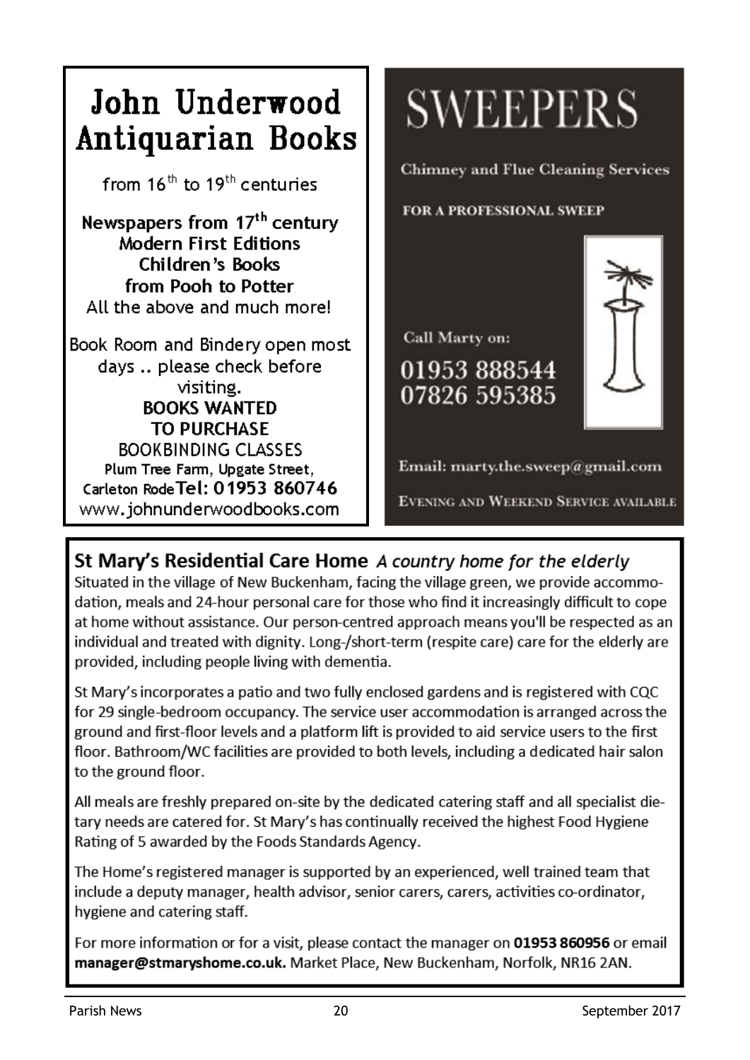# John Underwood Antiquarian Books

from 16th to 19th centuries

**Newspapers from 17th century**
**Modern First Editions**
**Children's Books**
**from Pooh to Potter**
All the above and much more!

Book Room and Bindery open most days .. please check before visiting.
**BOOKS WANTED TO PURCHASE**
BOOKBINDING CLASSES
Plum Tree Farm, Upgate Street, Carleton Rode **Tel: 01953 860746**
www.johnunderwoodbooks.com

# SWEEPERS

**Chimney and Flue Cleaning Services**

**FOR A PROFESSIONAL SWEEP**

Call Marty on:
01953 888544
07826 595385

Email: marty.the.sweep@gmail.com

EVENING AND WEEKEND SERVICE AVAILABLE

## St Mary's Residential Care Home *A country home for the elderly*

Situated in the village of New Buckenham, facing the village green, we provide accommodation, meals and 24-hour personal care for those who find it increasingly difficult to cope at home without assistance. Our person-centred approach means you'll be respected as an individual and treated with dignity. Long-/short-term (respite care) care for the elderly are provided, including people living with dementia.

St Mary's incorporates a patio and two fully enclosed gardens and is registered with CQC for 29 single-bedroom occupancy. The service user accommodation is arranged across the ground and first-floor levels and a platform lift is provided to aid service users to the first floor. Bathroom/WC facilities are provided to both levels, including a dedicated hair salon to the ground floor.

All meals are freshly prepared on-site by the dedicated catering staff and all specialist dietary needs are catered for. St Mary's has continually received the highest Food Hygiene Rating of 5 awarded by the Foods Standards Agency.

The Home's registered manager is supported by an experienced, well trained team that include a deputy manager, health advisor, senior carers, carers, activities co-ordinator, hygiene and catering staff.

For more information or for a visit, please contact the manager on **01953 860956** or email **manager@stmaryshome.co.uk.** Market Place, New Buckenham, Norfolk, NR16 2AN.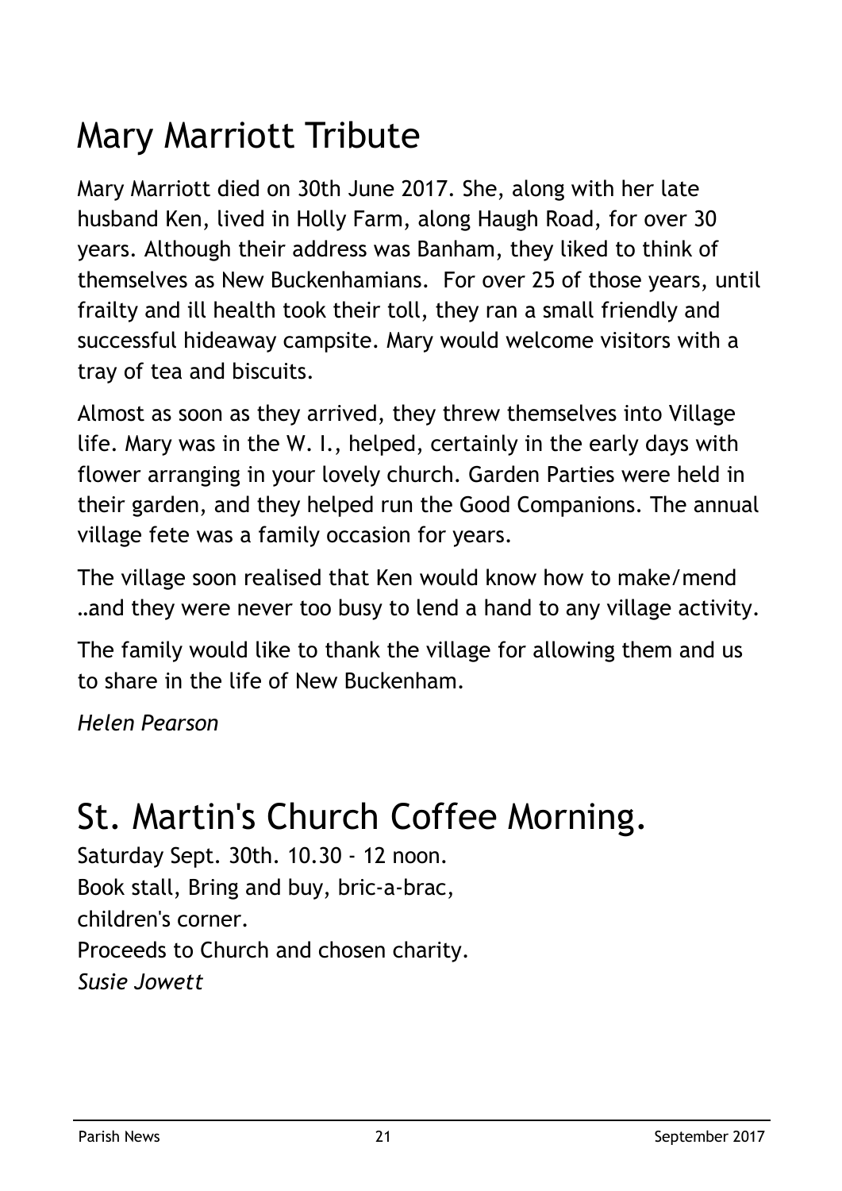# Mary Marriott Tribute

Mary Marriott died on 30th June 2017. She, along with her late husband Ken, lived in Holly Farm, along Haugh Road, for over 30 years. Although their address was Banham, they liked to think of themselves as New Buckenhamians. For over 25 of those years, until frailty and ill health took their toll, they ran a small friendly and successful hideaway campsite. Mary would welcome visitors with a tray of tea and biscuits.

Almost as soon as they arrived, they threw themselves into Village life. Mary was in the W. I., helped, certainly in the early days with flower arranging in your lovely church. Garden Parties were held in their garden, and they helped run the Good Companions. The annual village fete was a family occasion for years.

The village soon realised that Ken would know how to make/mend …and they were never too busy to lend a hand to any village activity.

The family would like to thank the village for allowing them and us to share in the life of New Buckenham.

*Helen Pearson*

# St. Martin's Church Coffee Morning.

Saturday Sept. 30th. 10.30 - 12 noon.
Book stall, Bring and buy, bric-a-brac,
children's corner.
Proceeds to Church and chosen charity.
*Susie Jowett*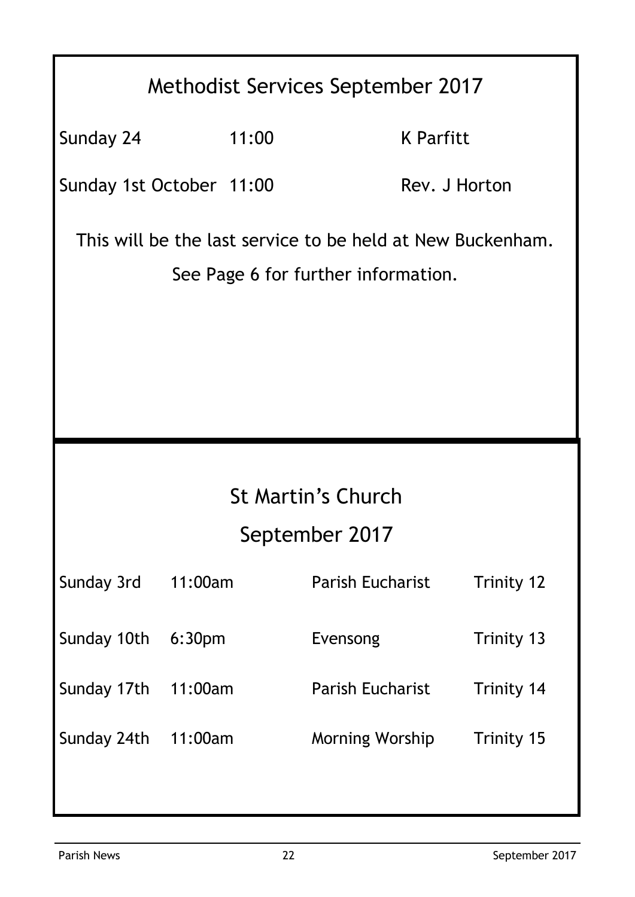## Methodist Services September 2017

| | | |
|---|---|---|
| Sunday 24 | 11:00 | K Parfitt |
| Sunday 1st October | 11:00 | Rev. J Horton |

This will be the last service to be held at New Buckenham.

See Page 6 for further information.

## St Martin's Church

## September 2017

| | | | |
|---|---|---|---|
| Sunday 3rd | 11:00am | Parish Eucharist | Trinity 12 |
| Sunday 10th | 6:30pm | Evensong | Trinity 13 |
| Sunday 17th | 11:00am | Parish Eucharist | Trinity 14 |
| Sunday 24th | 11:00am | Morning Worship | Trinity 15 |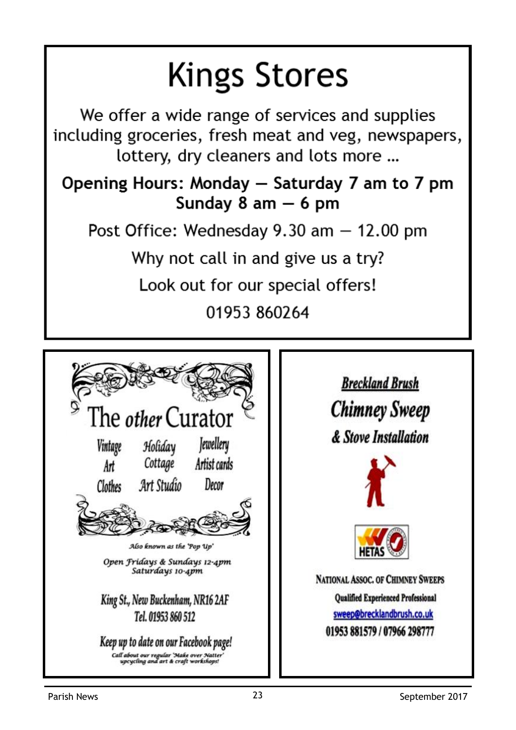# Kings Stores

We offer a wide range of services and supplies including groceries, fresh meat and veg, newspapers, lottery, dry cleaners and lots more …

**Opening Hours: Monday — Saturday 7 am to 7 pm**
**Sunday 8 am — 6 pm**

Post Office: Wednesday 9.30 am — 12.00 pm

Why not call in and give us a try?

Look out for our special offers!

01953 860264

## The *other* Curator

Vintage Art · Holiday Cottage · Jewellery · Artist cards · Clothes · Art Studio · Decor

*Also known as the 'Pop Up'*

*Open Fridays & Sundays 12-4pm*
*Saturdays 10-4pm*

King St., New Buckenham, NR16 2AF
Tel. 01953 860 512

*Keep up to date on our Facebook page!*

*Call about our regular 'Make over Natter' upcycling and art & craft workshops!*

## ***Breckland Brush***

***Chimney Sweep***

***& Stove Installation***

HETAS

NATIONAL ASSOC. OF CHIMNEY SWEEPS

Qualified Experienced Professional

sweep@brecklandbrush.co.uk

01953 881579 / 07966 298777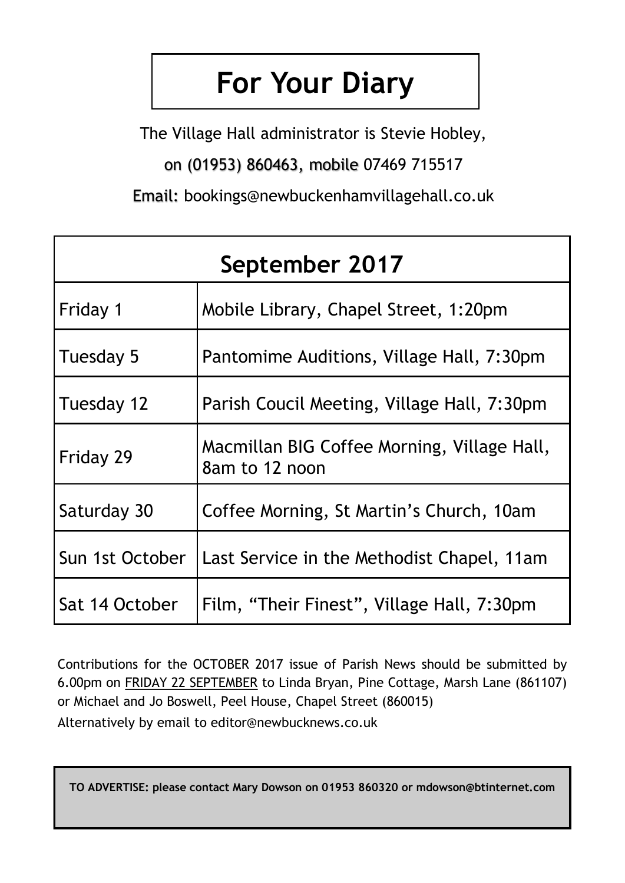# For Your Diary

The Village Hall administrator is Stevie Hobley,

on (01953) 860463, mobile 07469 715517

Email: bookings@newbuckenhamvillagehall.co.uk

| September 2017 | |
|---|---|
| Friday 1 | Mobile Library, Chapel Street, 1:20pm |
| Tuesday 5 | Pantomime Auditions, Village Hall, 7:30pm |
| Tuesday 12 | Parish Coucil Meeting, Village Hall, 7:30pm |
| Friday 29 | Macmillan BIG Coffee Morning, Village Hall, 8am to 12 noon |
| Saturday 30 | Coffee Morning, St Martin's Church, 10am |
| Sun 1st October | Last Service in the Methodist Chapel, 11am |
| Sat 14 October | Film, "Their Finest", Village Hall, 7:30pm |

Contributions for the OCTOBER 2017 issue of Parish News should be submitted by 6.00pm on FRIDAY 22 SEPTEMBER to Linda Bryan, Pine Cottage, Marsh Lane (861107) or Michael and Jo Boswell, Peel House, Chapel Street (860015)

Alternatively by email to editor@newbucknews.co.uk

**TO ADVERTISE: please contact Mary Dowson on 01953 860320 or mdowson@btinternet.com**